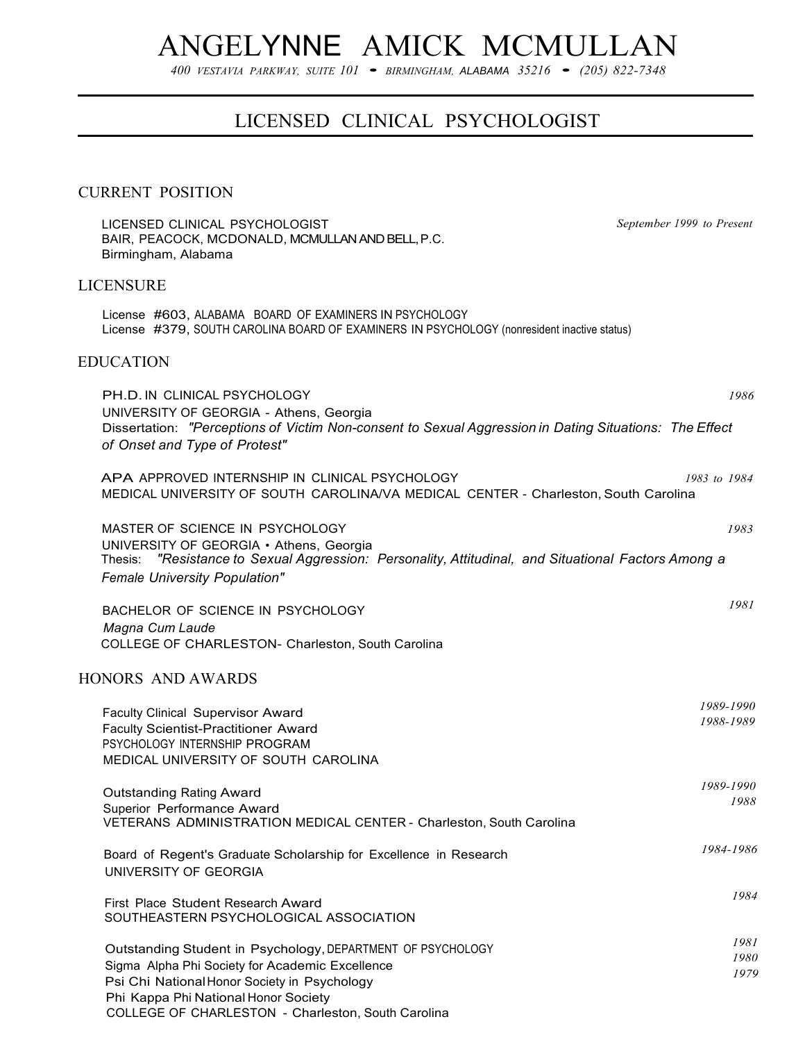# ANGELYNNE AMICK MCMULLAN

*400 VESTAVIA PARKWAY, SUITE 101 • BIRMINGHAM, ALABAMA 35216 • (205) 822-7348*

## LICENSED CLINICAL PSYCHOLOGIST

### CURRENT POSITION

LICENSED CLINICAL PSYCHOLOGIST — *September 1999 to Present*
BAIR, PEACOCK, MCDONALD, MCMULLAN AND BELL, P.C.
Birmingham, Alabama

### LICENSURE

License #603, ALABAMA BOARD OF EXAMINERS IN PSYCHOLOGY
License #379, SOUTH CAROLINA BOARD OF EXAMINERS IN PSYCHOLOGY (nonresident inactive status)

### EDUCATION

PH.D. IN CLINICAL PSYCHOLOGY — *1986*
UNIVERSITY OF GEORGIA - Athens, Georgia
Dissertation: *"Perceptions of Victim Non-consent to Sexual Aggression in Dating Situations: The Effect of Onset and Type of Protest"*

APA APPROVED INTERNSHIP IN CLINICAL PSYCHOLOGY — *1983 to 1984*
MEDICAL UNIVERSITY OF SOUTH CAROLINA/VA MEDICAL CENTER - Charleston, South Carolina

MASTER OF SCIENCE IN PSYCHOLOGY — *1983*
UNIVERSITY OF GEORGIA • Athens, Georgia
Thesis: *"Resistance to Sexual Aggression: Personality, Attitudinal, and Situational Factors Among a Female University Population"*

BACHELOR OF SCIENCE IN PSYCHOLOGY — *1981*
*Magna Cum Laude*
COLLEGE OF CHARLESTON- Charleston, South Carolina

### HONORS AND AWARDS

Faculty Clinical Supervisor Award — *1989-1990*
Faculty Scientist-Practitioner Award — *1988-1989*
PSYCHOLOGY INTERNSHIP PROGRAM
MEDICAL UNIVERSITY OF SOUTH CAROLINA

Outstanding Rating Award — *1989-1990*
Superior Performance Award — *1988*
VETERANS ADMINISTRATION MEDICAL CENTER - Charleston, South Carolina

Board of Regent's Graduate Scholarship for Excellence in Research — *1984-1986*
UNIVERSITY OF GEORGIA

First Place Student Research Award — *1984*
SOUTHEASTERN PSYCHOLOGICAL ASSOCIATION

Outstanding Student in Psychology, DEPARTMENT OF PSYCHOLOGY — *1981*
Sigma Alpha Phi Society for Academic Excellence — *1980*
Psi Chi National Honor Society in Psychology — *1979*
Phi Kappa Phi National Honor Society
COLLEGE OF CHARLESTON - Charleston, South Carolina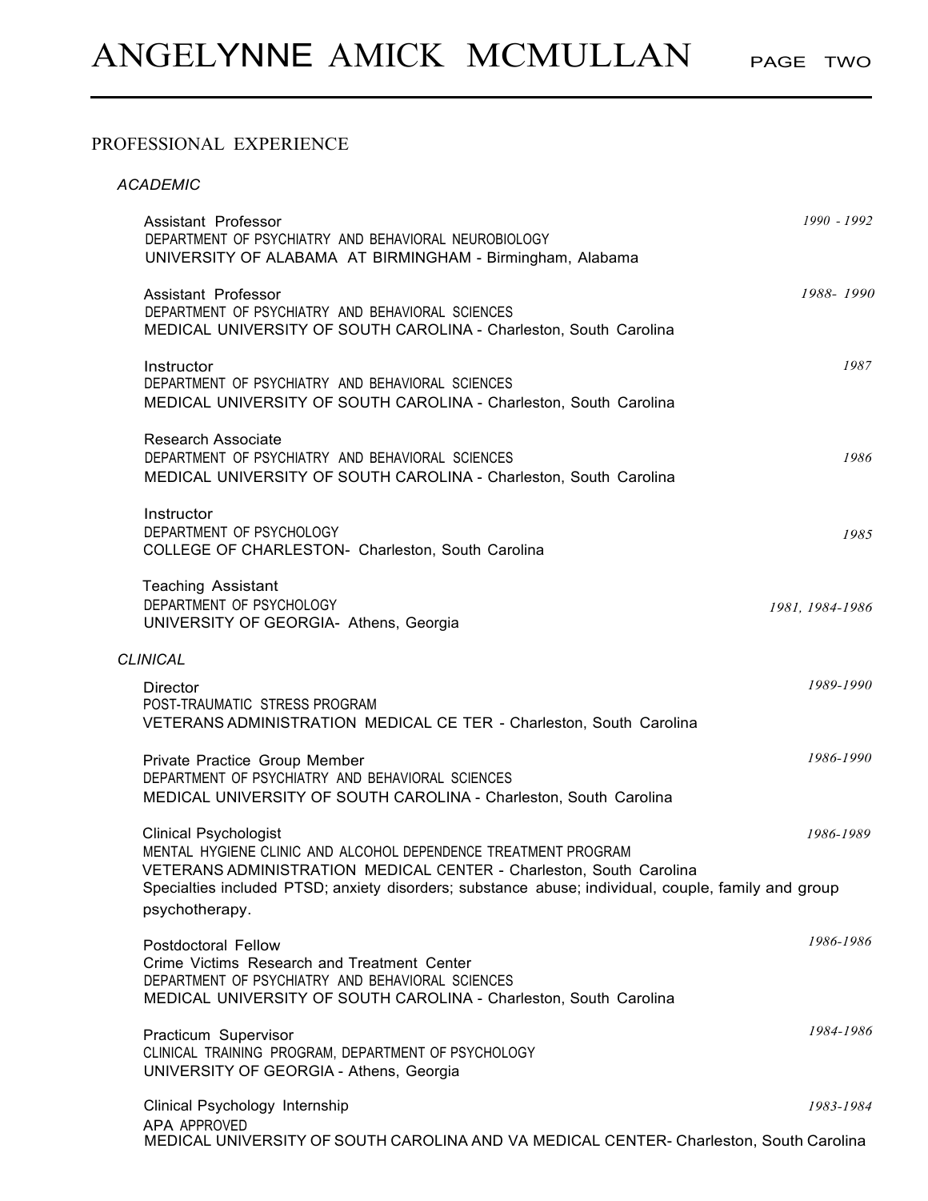## PROFESSIONAL EXPERIENCE

### *ACADEMIC*

Assistant Professor — *1990 - 1992*
DEPARTMENT OF PSYCHIATRY AND BEHAVIORAL NEUROBIOLOGY
UNIVERSITY OF ALABAMA AT BIRMINGHAM - Birmingham, Alabama

Assistant Professor — *1988- 1990*
DEPARTMENT OF PSYCHIATRY AND BEHAVIORAL SCIENCES
MEDICAL UNIVERSITY OF SOUTH CAROLINA - Charleston, South Carolina

Instructor — *1987*
DEPARTMENT OF PSYCHIATRY AND BEHAVIORAL SCIENCES
MEDICAL UNIVERSITY OF SOUTH CAROLINA - Charleston, South Carolina

Research Associate — *1986*
DEPARTMENT OF PSYCHIATRY AND BEHAVIORAL SCIENCES
MEDICAL UNIVERSITY OF SOUTH CAROLINA - Charleston, South Carolina

Instructor — *1985*
DEPARTMENT OF PSYCHOLOGY
COLLEGE OF CHARLESTON- Charleston, South Carolina

Teaching Assistant — *1981, 1984-1986*
DEPARTMENT OF PSYCHOLOGY
UNIVERSITY OF GEORGIA- Athens, Georgia

### *CLINICAL*

Director — *1989-1990*
POST-TRAUMATIC STRESS PROGRAM
VETERANS ADMINISTRATION MEDICAL CE TER - Charleston, South Carolina

Private Practice Group Member — *1986-1990*
DEPARTMENT OF PSYCHIATRY AND BEHAVIORAL SCIENCES
MEDICAL UNIVERSITY OF SOUTH CAROLINA - Charleston, South Carolina

Clinical Psychologist — *1986-1989*
MENTAL HYGIENE CLINIC AND ALCOHOL DEPENDENCE TREATMENT PROGRAM
VETERANS ADMINISTRATION MEDICAL CENTER - Charleston, South Carolina
Specialties included PTSD; anxiety disorders; substance abuse; individual, couple, family and group psychotherapy.

Postdoctoral Fellow — *1986-1986*
Crime Victims Research and Treatment Center
DEPARTMENT OF PSYCHIATRY AND BEHAVIORAL SCIENCES
MEDICAL UNIVERSITY OF SOUTH CAROLINA - Charleston, South Carolina

Practicum Supervisor — *1984-1986*
CLINICAL TRAINING PROGRAM, DEPARTMENT OF PSYCHOLOGY
UNIVERSITY OF GEORGIA - Athens, Georgia

Clinical Psychology Internship — *1983-1984*
APA APPROVED
MEDICAL UNIVERSITY OF SOUTH CAROLINA AND VA MEDICAL CENTER- Charleston, South Carolina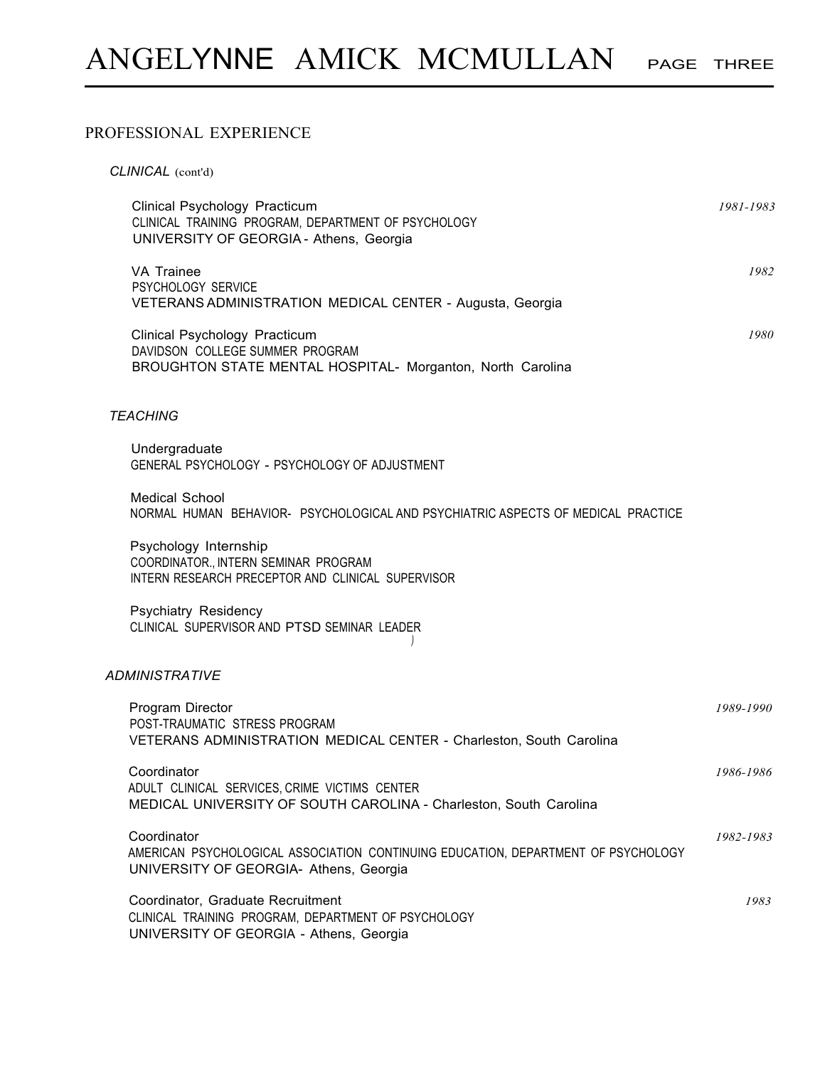## PROFESSIONAL EXPERIENCE

### *CLINICAL* (cont'd)

Clinical Psychology Practicum — *1981-1983*
CLINICAL TRAINING PROGRAM, DEPARTMENT OF PSYCHOLOGY
UNIVERSITY OF GEORGIA - Athens, Georgia

VA Trainee — *1982*
PSYCHOLOGY SERVICE
VETERANS ADMINISTRATION MEDICAL CENTER - Augusta, Georgia

Clinical Psychology Practicum — *1980*
DAVIDSON COLLEGE SUMMER PROGRAM
BROUGHTON STATE MENTAL HOSPITAL- Morganton, North Carolina

### *TEACHING*

Undergraduate
GENERAL PSYCHOLOGY - PSYCHOLOGY OF ADJUSTMENT

Medical School
NORMAL HUMAN BEHAVIOR- PSYCHOLOGICAL AND PSYCHIATRIC ASPECTS OF MEDICAL PRACTICE

Psychology Internship
COORDINATOR., INTERN SEMINAR PROGRAM
INTERN RESEARCH PRECEPTOR AND CLINICAL SUPERVISOR

Psychiatry Residency
CLINICAL SUPERVISOR AND PTSD SEMINAR LEADER

### *ADMINISTRATIVE*

Program Director — *1989-1990*
POST-TRAUMATIC STRESS PROGRAM
VETERANS ADMINISTRATION MEDICAL CENTER - Charleston, South Carolina

Coordinator — *1986-1986*
ADULT CLINICAL SERVICES, CRIME VICTIMS CENTER
MEDICAL UNIVERSITY OF SOUTH CAROLINA - Charleston, South Carolina

Coordinator — *1982-1983*
AMERICAN PSYCHOLOGICAL ASSOCIATION CONTINUING EDUCATION, DEPARTMENT OF PSYCHOLOGY
UNIVERSITY OF GEORGIA- Athens, Georgia

Coordinator, Graduate Recruitment — *1983*
CLINICAL TRAINING PROGRAM, DEPARTMENT OF PSYCHOLOGY
UNIVERSITY OF GEORGIA - Athens, Georgia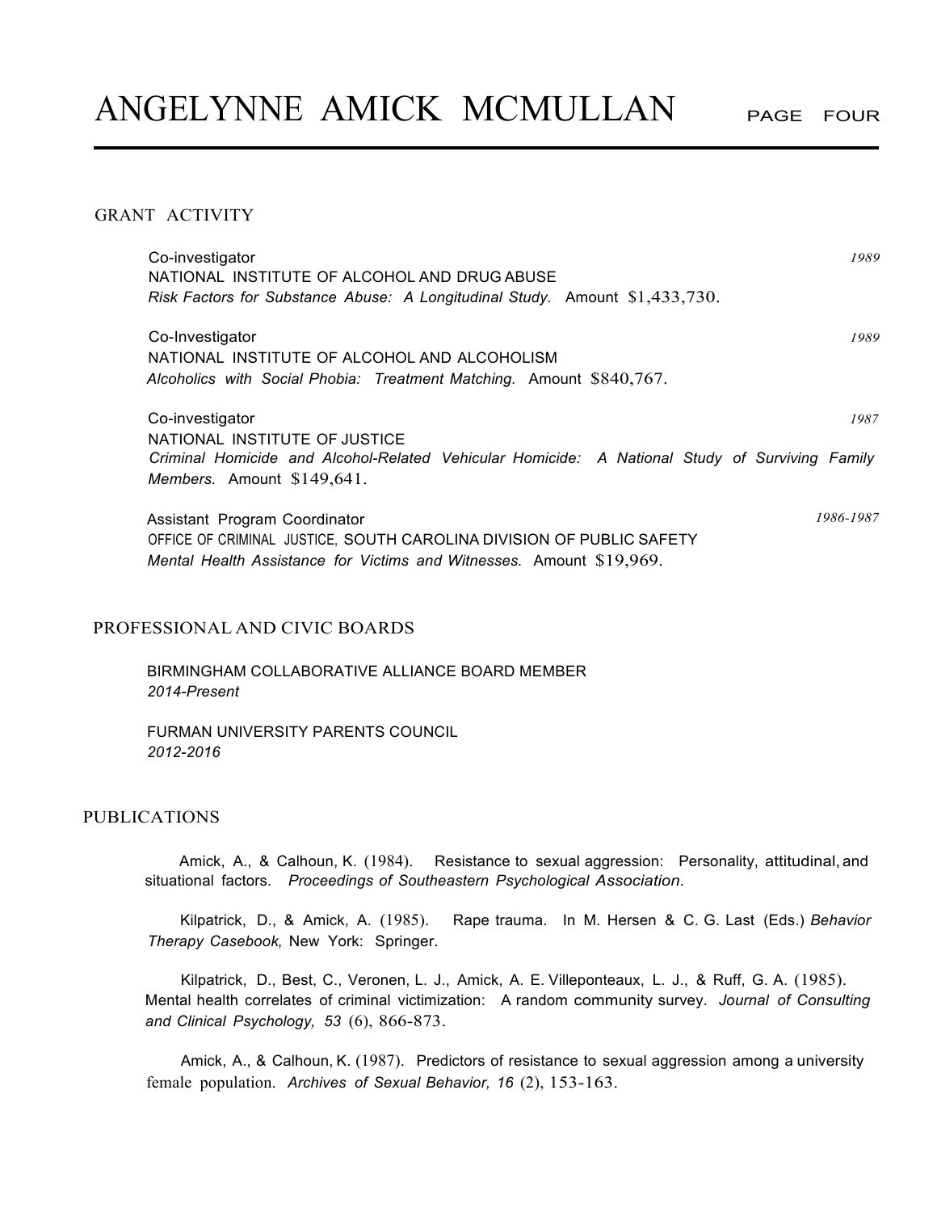## GRANT ACTIVITY

Co-investigator — *1989*
NATIONAL INSTITUTE OF ALCOHOL AND DRUG ABUSE
*Risk Factors for Substance Abuse: A Longitudinal Study.* Amount $1,433,730.

Co-Investigator — *1989*
NATIONAL INSTITUTE OF ALCOHOL AND ALCOHOLISM
*Alcoholics with Social Phobia: Treatment Matching.* Amount $840,767.

Co-investigator — *1987*
NATIONAL INSTITUTE OF JUSTICE
*Criminal Homicide and Alcohol-Related Vehicular Homicide: A National Study of Surviving Family Members.* Amount $149,641.

Assistant Program Coordinator — *1986-1987*
OFFICE OF CRIMINAL JUSTICE, SOUTH CAROLINA DIVISION OF PUBLIC SAFETY
*Mental Health Assistance for Victims and Witnesses.* Amount $19,969.

## PROFESSIONAL AND CIVIC BOARDS

BIRMINGHAM COLLABORATIVE ALLIANCE BOARD MEMBER
*2014-Present*

FURMAN UNIVERSITY PARENTS COUNCIL
*2012-2016*

## PUBLICATIONS

Amick, A., & Calhoun, K. (1984). Resistance to sexual aggression: Personality, attitudinal, and situational factors. *Proceedings of Southeastern Psychological Association.*

Kilpatrick, D., & Amick, A. (1985). Rape trauma. In M. Hersen & C. G. Last (Eds.) *Behavior Therapy Casebook,* New York: Springer.

Kilpatrick, D., Best, C., Veronen, L. J., Amick, A. E. Villeponteaux, L. J., & Ruff, G. A. (1985). Mental health correlates of criminal victimization: A random community survey. *Journal of Consulting and Clinical Psychology, 53* (6), 866-873.

Amick, A., & Calhoun, K. (1987). Predictors of resistance to sexual aggression among a university female population. *Archives of Sexual Behavior, 16* (2), 153-163.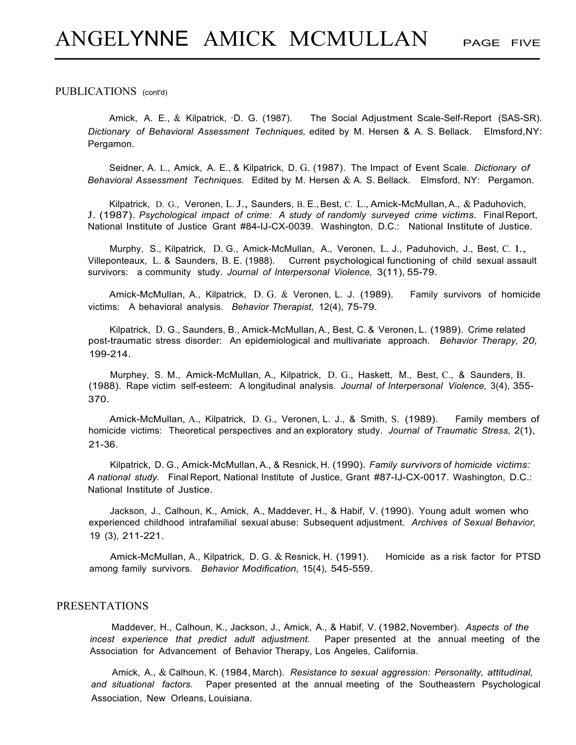PUBLICATIONS (cont'd)

Amick, A. E., & Kilpatrick, ·D. G. (1987). The Social Adjustment Scale-Self-Report (SAS-SR). *Dictionary of Behavioral Assessment Techniques,* edited by M. Hersen & A. S. Bellack. Elmsford, NY: Pergamon.

Seidner, A. L., Amick, A. E., & Kilpatrick, D. G. (1987). The Impact of Event Scale. *Dictionary of Behavioral Assessment Techniques.* Edited by M. Hersen & A. S. Bellack. Elmsford, NY: Pergamon.

Kilpatrick, D. G., Veronen, L. J., Saunders, B. E., Best, C. L., Amick-McMullan, A., & Paduhovich, J. (1987). *Psychological impact of crime: A study of randomly surveyed crime victims.* Final Report, National Institute of Justice Grant #84-IJ-CX-0039. Washington, D.C.: National Institute of Justice.

Murphy, S., Kilpatrick, D. G., Amick-McMullan, A., Veronen, L. J., Paduhovich, J., Best, C. 1., Villeponteaux, L. & Saunders, B. E. (1988). Current psychological functioning of child sexual assault survivors: a community study. *Journal of Interpersonal Violence,* 3(11), 55-79.

Amick-McMullan, A., Kilpatrick, D. G. & Veronen, L. J. (1989). Family survivors of homicide victims: A behavioral analysis. *Behavior Therapist,* 12(4), 75-79.

Kilpatrick, D. G., Saunders, B., Amick-McMullan, A., Best, C. & Veronen, L. (1989). Crime related post-traumatic stress disorder: An epidemiological and multivariate approach. *Behavior Therapy, 20,* 199-214.

Murphey, S. M., Amick-McMullan, A., Kilpatrick, D. G., Haskett, M., Best, C., & Saunders, B. (1988). Rape victim self-esteem: A longitudinal analysis. *Journal of Interpersonal Violence,* 3(4), 355-370.

Amick-McMullan, A., Kilpatrick, D. G., Veronen, L. J., & Smith, S. (1989). Family members of homicide victims: Theoretical perspectives and an exploratory study. *Journal of Traumatic Stress,* 2(1), 21-36.

Kilpatrick, D. G., Amick-McMullan, A., & Resnick, H. (1990). *Family survivors of homicide victims: A national study.* Final Report, National Institute of Justice, Grant #87-IJ-CX-0017. Washington, D.C.: National Institute of Justice.

Jackson, J., Calhoun, K., Amick, A., Maddever, H., & Habif, V. (1990). Young adult women who experienced childhood intrafamilial sexual abuse: Subsequent adjustment. *Archives of Sexual Behavior,* 19 (3), 211-221.

Amick-McMullan, A., Kilpatrick, D. G. & Resnick, H. (1991). Homicide as a risk factor for PTSD among family survivors. *Behavior Modification,* 15(4), 545-559.

PRESENTATIONS

Maddever, H., Calhoun, K., Jackson, J., Amick, A., & Habif, V. (1982, November). *Aspects of the incest experience that predict adult adjustment.* Paper presented at the annual meeting of the Association for Advancement of Behavior Therapy, Los Angeles, California.

Amick, A., & Calhoun, K. (1984, March). *Resistance to sexual aggression: Personality, attitudinal, and situational factors.* Paper presented at the annual meeting of the Southeastern Psychological Association, New Orleans, Louisiana.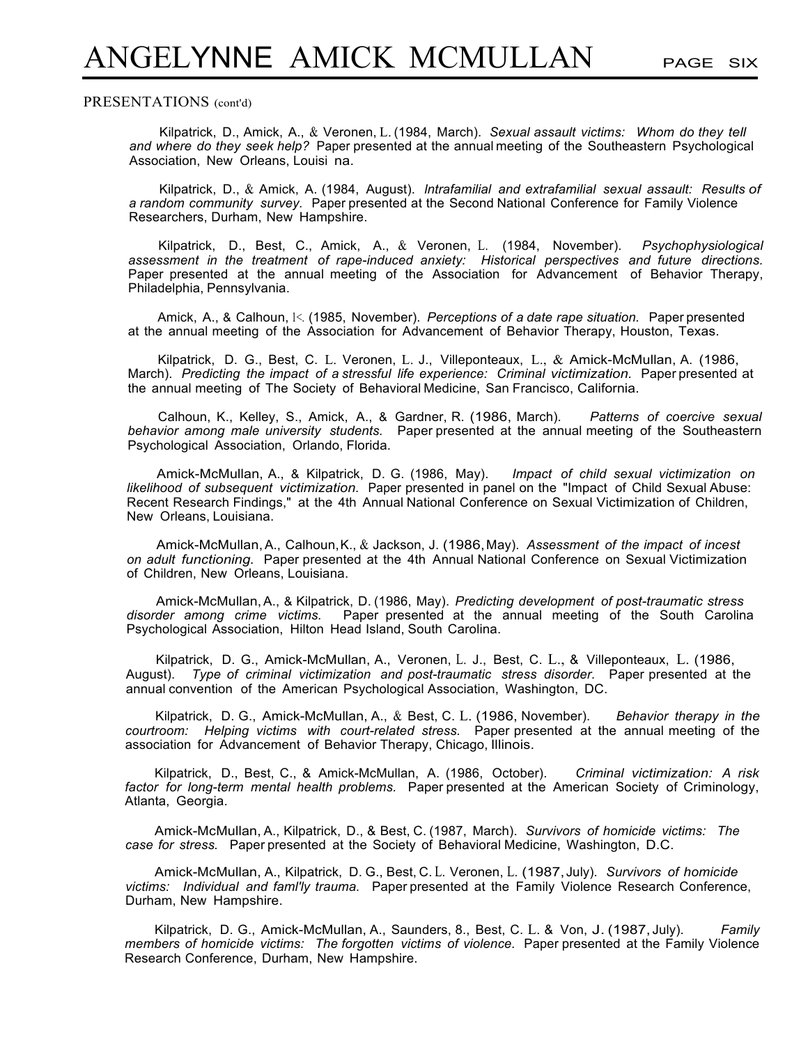PRESENTATIONS (cont'd)

Kilpatrick, D., Amick, A., & Veronen, L. (1984, March). *Sexual assault victims: Whom do they tell and where do they seek help?* Paper presented at the annual meeting of the Southeastern Psychological Association, New Orleans, Louisi na.

Kilpatrick, D., & Amick, A. (1984, August). *Intrafamilial and extrafamilial sexual assault: Results of a random community survey.* Paper presented at the Second National Conference for Family Violence Researchers, Durham, New Hampshire.

Kilpatrick, D., Best, C., Amick, A., & Veronen, L. (1984, November). *Psychophysiological assessment in the treatment of rape-induced anxiety: Historical perspectives and future directions.* Paper presented at the annual meeting of the Association for Advancement of Behavior Therapy, Philadelphia, Pennsylvania.

Amick, A., & Calhoun, K. (1985, November). *Perceptions of a date rape situation.* Paper presented at the annual meeting of the Association for Advancement of Behavior Therapy, Houston, Texas.

Kilpatrick, D. G., Best, C. L. Veronen, L. J., Villeponteaux, L., & Amick-McMullan, A. (1986, March). *Predicting the impact of a stressful life experience: Criminal victimization.* Paper presented at the annual meeting of The Society of Behavioral Medicine, San Francisco, California.

Calhoun, K., Kelley, S., Amick, A., & Gardner, R. (1986, March). *Patterns of coercive sexual behavior among male university students.* Paper presented at the annual meeting of the Southeastern Psychological Association, Orlando, Florida.

Amick-McMullan, A., & Kilpatrick, D. G. (1986, May). *Impact of child sexual victimization on likelihood of subsequent victimization.* Paper presented in panel on the "Impact of Child Sexual Abuse: Recent Research Findings," at the 4th Annual National Conference on Sexual Victimization of Children, New Orleans, Louisiana.

Amick-McMullan, A., Calhoun, K., & Jackson, J. (1986, May). *Assessment of the impact of incest on adult functioning.* Paper presented at the 4th Annual National Conference on Sexual Victimization of Children, New Orleans, Louisiana.

Amick-McMullan, A., & Kilpatrick, D. (1986, May). *Predicting development of post-traumatic stress disorder among crime victims.* Paper presented at the annual meeting of the South Carolina Psychological Association, Hilton Head Island, South Carolina.

Kilpatrick, D. G., Amick-McMullan, A., Veronen, L. J., Best, C. L., & Villeponteaux, L. (1986, August). *Type of criminal victimization and post-traumatic stress disorder.* Paper presented at the annual convention of the American Psychological Association, Washington, DC.

Kilpatrick, D. G., Amick-McMullan, A., & Best, C. L. (1986, November). *Behavior therapy in the courtroom: Helping victims with court-related stress.* Paper presented at the annual meeting of the association for Advancement of Behavior Therapy, Chicago, Illinois.

Kilpatrick, D., Best, C., & Amick-McMullan, A. (1986, October). *Criminal victimization: A risk factor for long-term mental health problems.* Paper presented at the American Society of Criminology, Atlanta, Georgia.

Amick-McMullan, A., Kilpatrick, D., & Best, C. (1987, March). *Survivors of homicide victims: The case for stress.* Paper presented at the Society of Behavioral Medicine, Washington, D.C.

Amick-McMullan, A., Kilpatrick, D. G., Best, C. L. Veronen, L. (1987, July). *Survivors of homicide victims: Individual and faml'ly trauma.* Paper presented at the Family Violence Research Conference, Durham, New Hampshire.

Kilpatrick, D. G., Amick-McMullan, A., Saunders, 8., Best, C. L. & Von, J. (1987, July). *Family members of homicide victims: The forgotten victims of violence.* Paper presented at the Family Violence Research Conference, Durham, New Hampshire.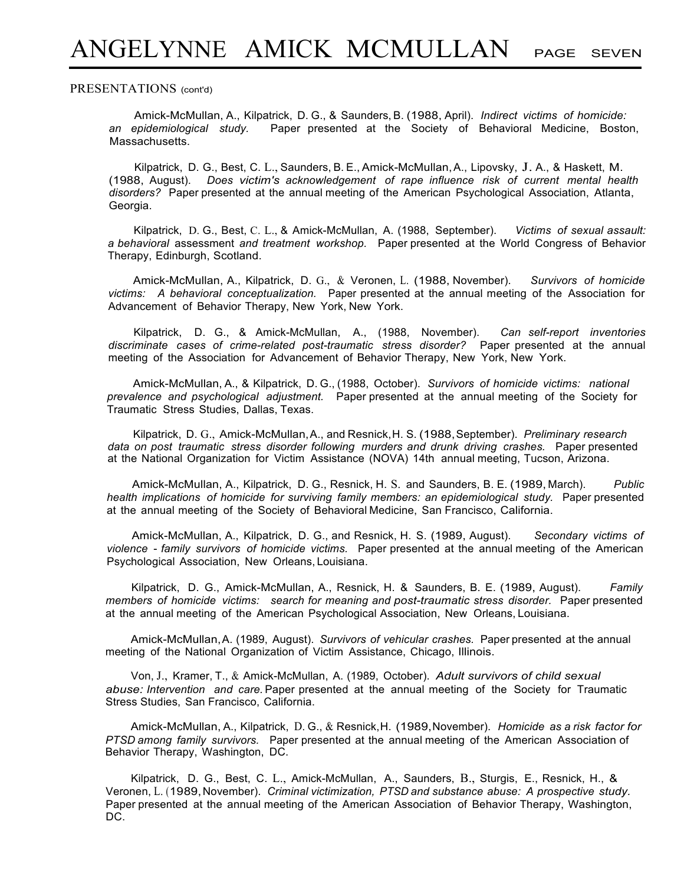PRESENTATIONS (cont'd)

Amick-McMullan, A., Kilpatrick, D. G., & Saunders, B. (1988, April). *Indirect victims of homicide: an epidemiological study.* Paper presented at the Society of Behavioral Medicine, Boston, Massachusetts.

Kilpatrick, D. G., Best, C. L., Saunders, B. E., Amick-McMullan, A., Lipovsky, J. A., & Haskett, M. (1988, August). *Does victim's acknowledgement of rape influence risk of current mental health disorders?* Paper presented at the annual meeting of the American Psychological Association, Atlanta, Georgia.

Kilpatrick, D. G., Best, C. L., & Amick-McMullan, A. (1988, September). *Victims of sexual assault: a behavioral* assessment *and treatment workshop.* Paper presented at the World Congress of Behavior Therapy, Edinburgh, Scotland.

Amick-McMullan, A., Kilpatrick, D. G., & Veronen, L. (1988, November). *Survivors of homicide victims: A behavioral conceptualization.* Paper presented at the annual meeting of the Association for Advancement of Behavior Therapy, New York, New York.

Kilpatrick, D. G., & Amick-McMullan, A., (1988, November). *Can self-report inventories discriminate cases of crime-related post-traumatic stress disorder?* Paper presented at the annual meeting of the Association for Advancement of Behavior Therapy, New York, New York.

Amick-McMullan, A., & Kilpatrick, D. G., (1988, October). *Survivors of homicide victims: national prevalence and psychological adjustment.* Paper presented at the annual meeting of the Society for Traumatic Stress Studies, Dallas, Texas.

Kilpatrick, D. G., Amick-McMullan, A., and Resnick, H. S. (1988, September). *Preliminary research data on post traumatic stress disorder following murders and drunk driving crashes.* Paper presented at the National Organization for Victim Assistance (NOVA) 14th annual meeting, Tucson, Arizona.

Amick-McMullan, A., Kilpatrick, D. G., Resnick, H. S. and Saunders, B. E. (1989, March). *Public health implications of homicide for surviving family members: an epidemiological study.* Paper presented at the annual meeting of the Society of Behavioral Medicine, San Francisco, California.

Amick-McMullan, A., Kilpatrick, D. G., and Resnick, H. S. (1989, August). *Secondary victims of violence - family survivors of homicide victims.* Paper presented at the annual meeting of the American Psychological Association, New Orleans, Louisiana.

Kilpatrick, D. G., Amick-McMullan, A., Resnick, H. & Saunders, B. E. (1989, August). *Family members of homicide victims: search for meaning and post-traumatic stress disorder.* Paper presented at the annual meeting of the American Psychological Association, New Orleans, Louisiana.

Amick-McMullan, A. (1989, August). *Survivors of vehicular crashes.* Paper presented at the annual meeting of the National Organization of Victim Assistance, Chicago, Illinois.

Von, J., Kramer, T., & Amick-McMullan, A. (1989, October). *Adult survivors of child sexual abuse: Intervention and care.* Paper presented at the annual meeting of the Society for Traumatic Stress Studies, San Francisco, California.

Amick-McMullan, A., Kilpatrick, D. G., & Resnick, H. (1989, November). *Homicide as a risk factor for PTSD among family survivors.* Paper presented at the annual meeting of the American Association of Behavior Therapy, Washington, DC.

Kilpatrick, D. G., Best, C. L., Amick-McMullan, A., Saunders, B., Sturgis, E., Resnick, H., & Veronen, L. (1989, November). *Criminal victimization, PTSD and substance abuse: A prospective study.* Paper presented at the annual meeting of the American Association of Behavior Therapy, Washington, DC.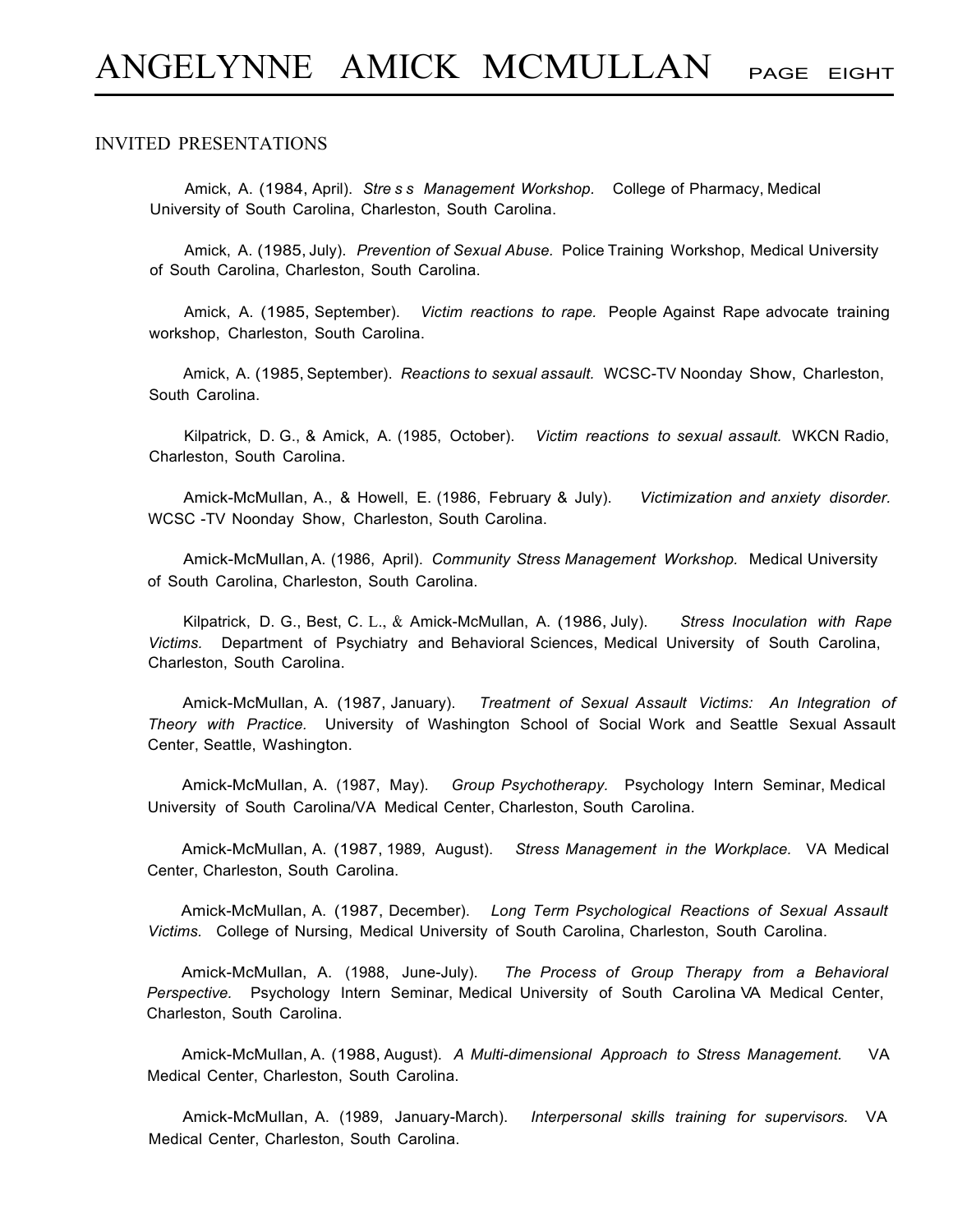## INVITED PRESENTATIONS

Amick, A. (1984, April). *Stre s s Management Workshop*. College of Pharmacy, Medical University of South Carolina, Charleston, South Carolina.

Amick, A. (1985, July). *Prevention of Sexual Abuse.* Police Training Workshop, Medical University of South Carolina, Charleston, South Carolina.

Amick, A. (1985, September). *Victim reactions to rape.* People Against Rape advocate training workshop, Charleston, South Carolina.

Amick, A. (1985, September). *Reactions to sexual assault.* WCSC-TV Noonday Show, Charleston, South Carolina.

Kilpatrick, D. G., & Amick, A. (1985, October). *Victim reactions to sexual assault.* WKCN Radio, Charleston, South Carolina.

Amick-McMullan, A., & Howell, E. (1986, February & July). *Victimization and anxiety disorder.* WCSC -TV Noonday Show, Charleston, South Carolina.

Amick-McMullan, A. (1986, April). *Community Stress Management Workshop.* Medical University of South Carolina, Charleston, South Carolina.

Kilpatrick, D. G., Best, C. L., & Amick-McMullan, A. (1986, July). *Stress Inoculation with Rape Victims.* Department of Psychiatry and Behavioral Sciences, Medical University of South Carolina, Charleston, South Carolina.

Amick-McMullan, A. (1987, January). *Treatment of Sexual Assault Victims: An Integration of Theory with Practice.* University of Washington School of Social Work and Seattle Sexual Assault Center, Seattle, Washington.

Amick-McMullan, A. (1987, May). *Group Psychotherapy.* Psychology Intern Seminar, Medical University of South Carolina/VA Medical Center, Charleston, South Carolina.

Amick-McMullan, A. (1987, 1989, August). *Stress Management in the Workplace.* VA Medical Center, Charleston, South Carolina.

Amick-McMullan, A. (1987, December). *Long Term Psychological Reactions of Sexual Assault Victims.* College of Nursing, Medical University of South Carolina, Charleston, South Carolina.

Amick-McMullan, A. (1988, June-July). *The Process of Group Therapy from a Behavioral Perspective.* Psychology Intern Seminar, Medical University of South Carolina VA Medical Center, Charleston, South Carolina.

Amick-McMullan, A. (1988, August). *A Multi-dimensional Approach to Stress Management.* VA Medical Center, Charleston, South Carolina.

Amick-McMullan, A. (1989, January-March). *Interpersonal skills training for supervisors.* VA Medical Center, Charleston, South Carolina.